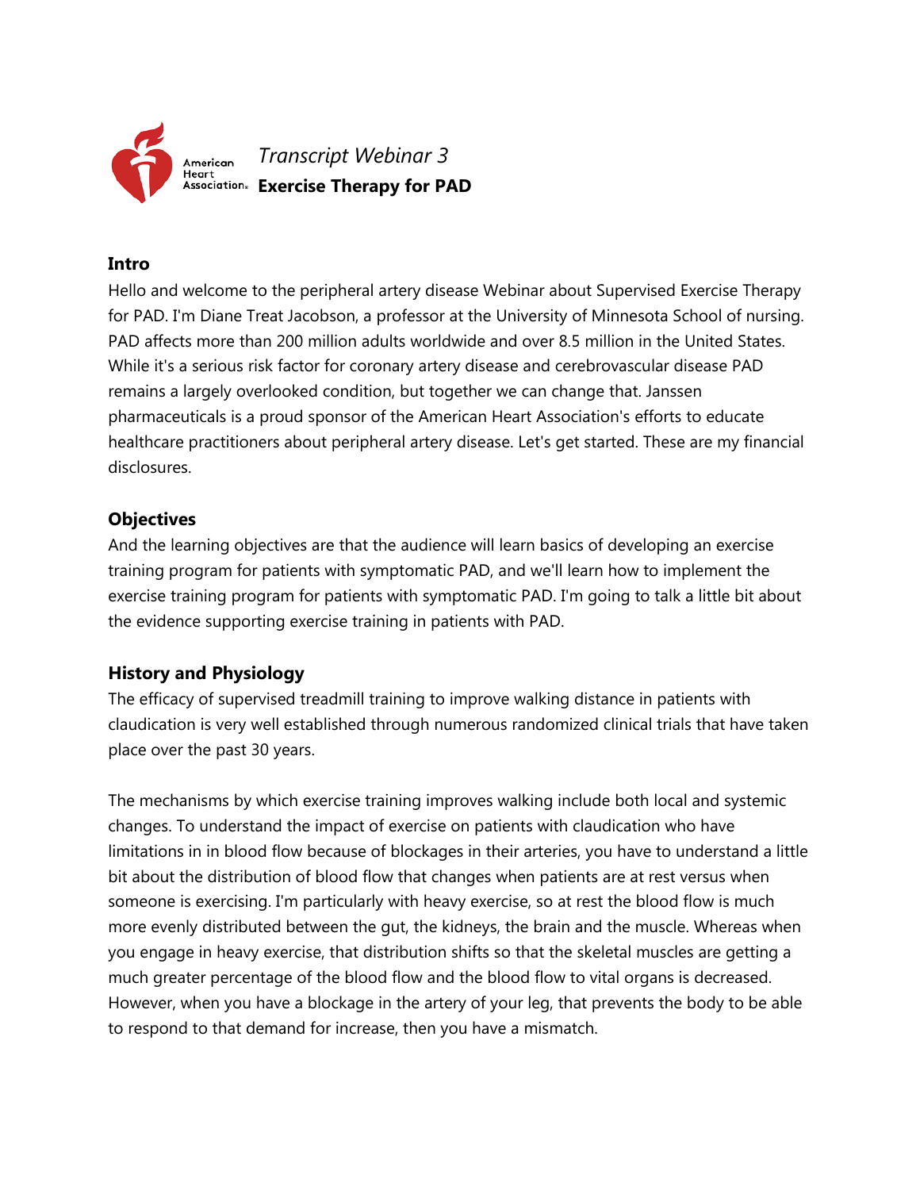*Transcript Webinar 3*

**Exercise Therapy for PAD**

## Intro

Hello and welcome to the peripheral artery disease Webinar about Supervised Exercise Therapy for PAD. I'm Diane Treat Jacobson, a professor at the University of Minnesota School of nursing. PAD affects more than 200 million adults worldwide and over 8.5 million in the United States. While it's a serious risk factor for coronary artery disease and cerebrovascular disease PAD remains a largely overlooked condition, but together we can change that. Janssen pharmaceuticals is a proud sponsor of the American Heart Association's efforts to educate healthcare practitioners about peripheral artery disease. Let's get started. These are my financial disclosures.

## Objectives

And the learning objectives are that the audience will learn basics of developing an exercise training program for patients with symptomatic PAD, and we'll learn how to implement the exercise training program for patients with symptomatic PAD. I'm going to talk a little bit about the evidence supporting exercise training in patients with PAD.

## History and Physiology

The efficacy of supervised treadmill training to improve walking distance in patients with claudication is very well established through numerous randomized clinical trials that have taken place over the past 30 years.

The mechanisms by which exercise training improves walking include both local and systemic changes. To understand the impact of exercise on patients with claudication who have limitations in in blood flow because of blockages in their arteries, you have to understand a little bit about the distribution of blood flow that changes when patients are at rest versus when someone is exercising. I'm particularly with heavy exercise, so at rest the blood flow is much more evenly distributed between the gut, the kidneys, the brain and the muscle. Whereas when you engage in heavy exercise, that distribution shifts so that the skeletal muscles are getting a much greater percentage of the blood flow and the blood flow to vital organs is decreased. However, when you have a blockage in the artery of your leg, that prevents the body to be able to respond to that demand for increase, then you have a mismatch.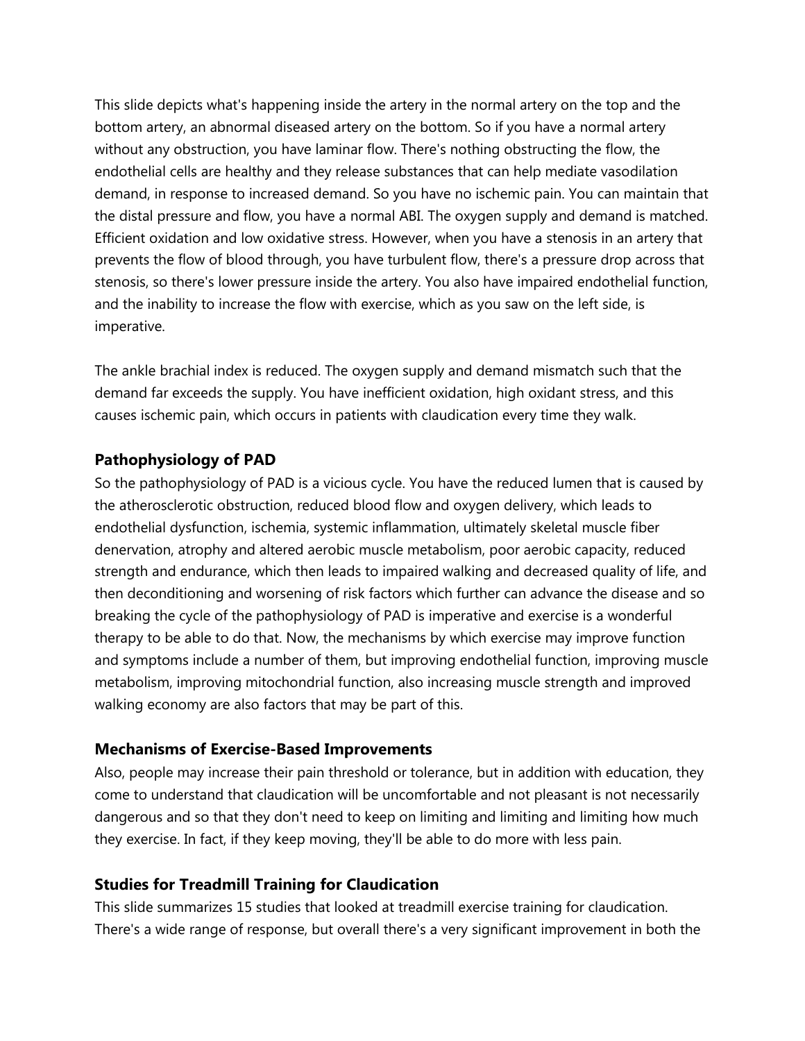This slide depicts what's happening inside the artery in the normal artery on the top and the bottom artery, an abnormal diseased artery on the bottom. So if you have a normal artery without any obstruction, you have laminar flow. There's nothing obstructing the flow, the endothelial cells are healthy and they release substances that can help mediate vasodilation demand, in response to increased demand. So you have no ischemic pain. You can maintain that the distal pressure and flow, you have a normal ABI. The oxygen supply and demand is matched. Efficient oxidation and low oxidative stress. However, when you have a stenosis in an artery that prevents the flow of blood through, you have turbulent flow, there's a pressure drop across that stenosis, so there's lower pressure inside the artery. You also have impaired endothelial function, and the inability to increase the flow with exercise, which as you saw on the left side, is imperative.

The ankle brachial index is reduced. The oxygen supply and demand mismatch such that the demand far exceeds the supply. You have inefficient oxidation, high oxidant stress, and this causes ischemic pain, which occurs in patients with claudication every time they walk.

### Pathophysiology of PAD

So the pathophysiology of PAD is a vicious cycle. You have the reduced lumen that is caused by the atherosclerotic obstruction, reduced blood flow and oxygen delivery, which leads to endothelial dysfunction, ischemia, systemic inflammation, ultimately skeletal muscle fiber denervation, atrophy and altered aerobic muscle metabolism, poor aerobic capacity, reduced strength and endurance, which then leads to impaired walking and decreased quality of life, and then deconditioning and worsening of risk factors which further can advance the disease and so breaking the cycle of the pathophysiology of PAD is imperative and exercise is a wonderful therapy to be able to do that. Now, the mechanisms by which exercise may improve function and symptoms include a number of them, but improving endothelial function, improving muscle metabolism, improving mitochondrial function, also increasing muscle strength and improved walking economy are also factors that may be part of this.

### Mechanisms of Exercise-Based Improvements

Also, people may increase their pain threshold or tolerance, but in addition with education, they come to understand that claudication will be uncomfortable and not pleasant is not necessarily dangerous and so that they don't need to keep on limiting and limiting and limiting how much they exercise. In fact, if they keep moving, they'll be able to do more with less pain.

### Studies for Treadmill Training for Claudication

This slide summarizes 15 studies that looked at treadmill exercise training for claudication. There's a wide range of response, but overall there's a very significant improvement in both the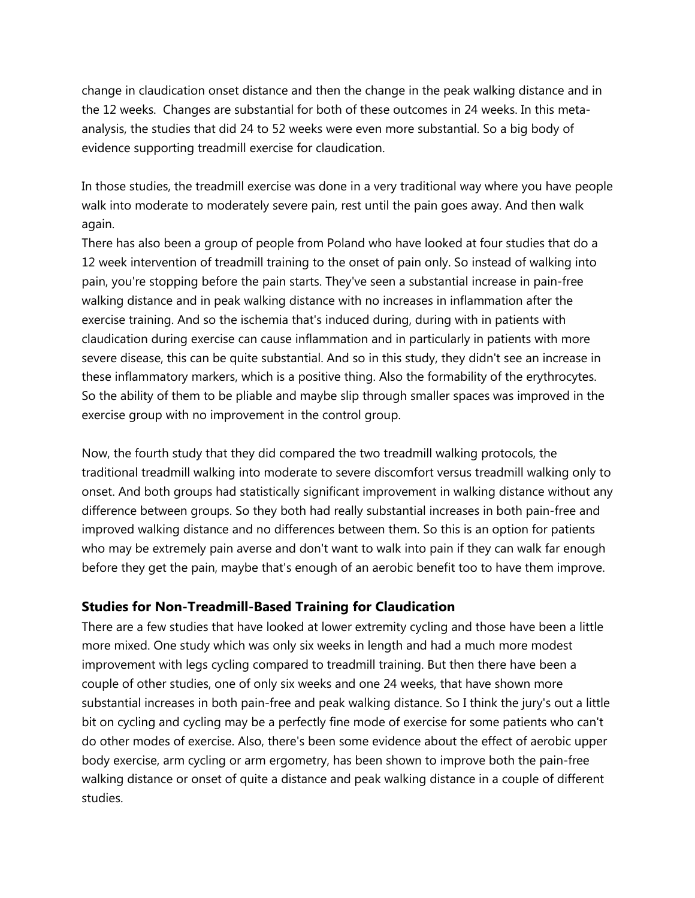change in claudication onset distance and then the change in the peak walking distance and in the 12 weeks.  Changes are substantial for both of these outcomes in 24 weeks. In this meta-analysis, the studies that did 24 to 52 weeks were even more substantial. So a big body of evidence supporting treadmill exercise for claudication.

In those studies, the treadmill exercise was done in a very traditional way where you have people walk into moderate to moderately severe pain, rest until the pain goes away. And then walk again.

There has also been a group of people from Poland who have looked at four studies that do a 12 week intervention of treadmill training to the onset of pain only. So instead of walking into pain, you're stopping before the pain starts. They've seen a substantial increase in pain-free walking distance and in peak walking distance with no increases in inflammation after the exercise training. And so the ischemia that's induced during, during with in patients with claudication during exercise can cause inflammation and in particularly in patients with more severe disease, this can be quite substantial. And so in this study, they didn't see an increase in these inflammatory markers, which is a positive thing. Also the formability of the erythrocytes. So the ability of them to be pliable and maybe slip through smaller spaces was improved in the exercise group with no improvement in the control group.

Now, the fourth study that they did compared the two treadmill walking protocols, the traditional treadmill walking into moderate to severe discomfort versus treadmill walking only to onset. And both groups had statistically significant improvement in walking distance without any difference between groups. So they both had really substantial increases in both pain-free and improved walking distance and no differences between them. So this is an option for patients who may be extremely pain averse and don't want to walk into pain if they can walk far enough before they get the pain, maybe that's enough of an aerobic benefit too to have them improve.

### Studies for Non-Treadmill-Based Training for Claudication

There are a few studies that have looked at lower extremity cycling and those have been a little more mixed. One study which was only six weeks in length and had a much more modest improvement with legs cycling compared to treadmill training. But then there have been a couple of other studies, one of only six weeks and one 24 weeks, that have shown more substantial increases in both pain-free and peak walking distance. So I think the jury's out a little bit on cycling and cycling may be a perfectly fine mode of exercise for some patients who can't do other modes of exercise. Also, there's been some evidence about the effect of aerobic upper body exercise, arm cycling or arm ergometry, has been shown to improve both the pain-free walking distance or onset of quite a distance and peak walking distance in a couple of different studies.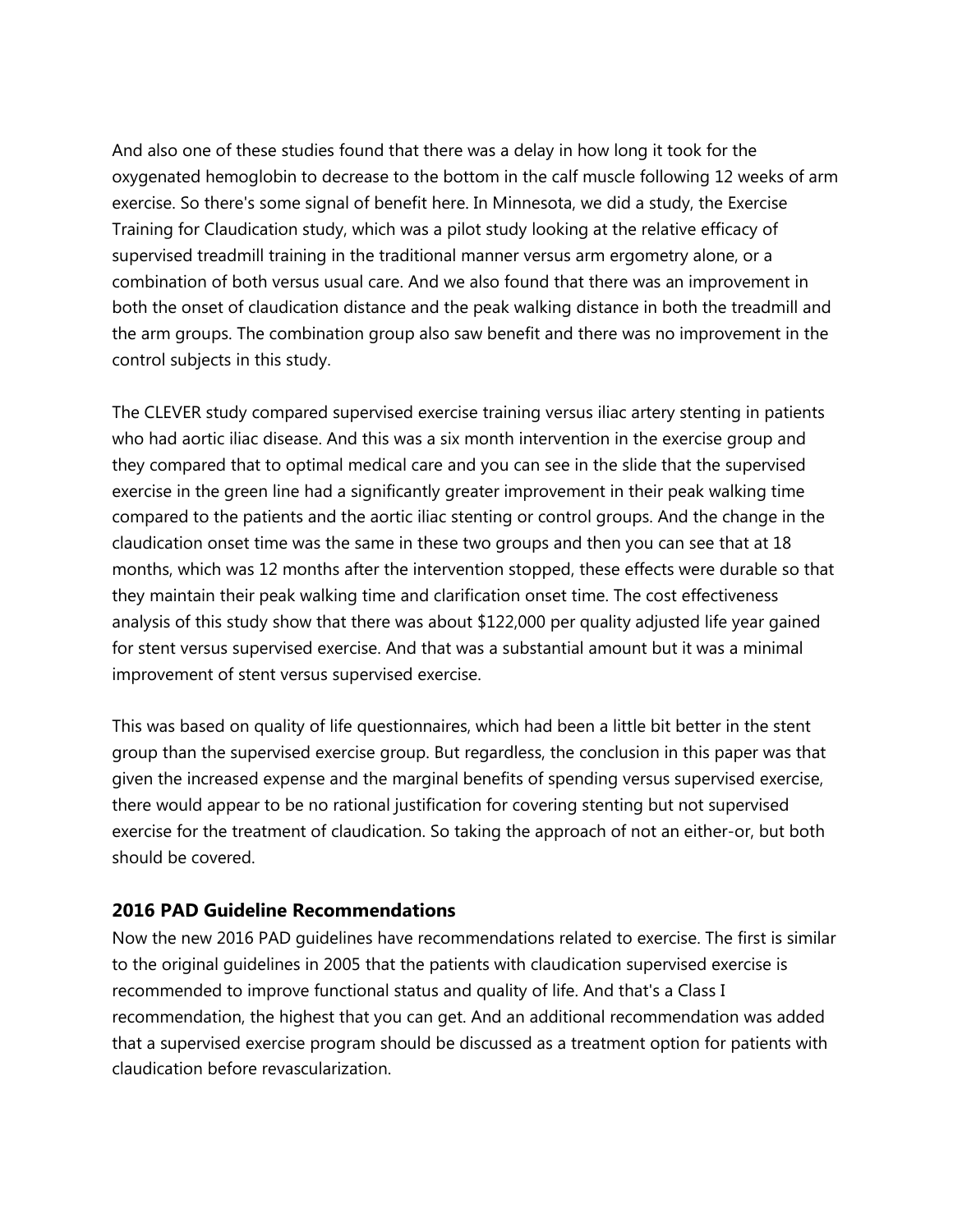And also one of these studies found that there was a delay in how long it took for the oxygenated hemoglobin to decrease to the bottom in the calf muscle following 12 weeks of arm exercise. So there's some signal of benefit here. In Minnesota, we did a study, the Exercise Training for Claudication study, which was a pilot study looking at the relative efficacy of supervised treadmill training in the traditional manner versus arm ergometry alone, or a combination of both versus usual care. And we also found that there was an improvement in both the onset of claudication distance and the peak walking distance in both the treadmill and the arm groups. The combination group also saw benefit and there was no improvement in the control subjects in this study.

The CLEVER study compared supervised exercise training versus iliac artery stenting in patients who had aortic iliac disease. And this was a six month intervention in the exercise group and they compared that to optimal medical care and you can see in the slide that the supervised exercise in the green line had a significantly greater improvement in their peak walking time compared to the patients and the aortic iliac stenting or control groups. And the change in the claudication onset time was the same in these two groups and then you can see that at 18 months, which was 12 months after the intervention stopped, these effects were durable so that they maintain their peak walking time and clarification onset time. The cost effectiveness analysis of this study show that there was about $122,000 per quality adjusted life year gained for stent versus supervised exercise. And that was a substantial amount but it was a minimal improvement of stent versus supervised exercise.

This was based on quality of life questionnaires, which had been a little bit better in the stent group than the supervised exercise group. But regardless, the conclusion in this paper was that given the increased expense and the marginal benefits of spending versus supervised exercise, there would appear to be no rational justification for covering stenting but not supervised exercise for the treatment of claudication. So taking the approach of not an either-or, but both should be covered.

### 2016 PAD Guideline Recommendations

Now the new 2016 PAD guidelines have recommendations related to exercise. The first is similar to the original guidelines in 2005 that the patients with claudication supervised exercise is recommended to improve functional status and quality of life. And that's a Class I recommendation, the highest that you can get. And an additional recommendation was added that a supervised exercise program should be discussed as a treatment option for patients with claudication before revascularization.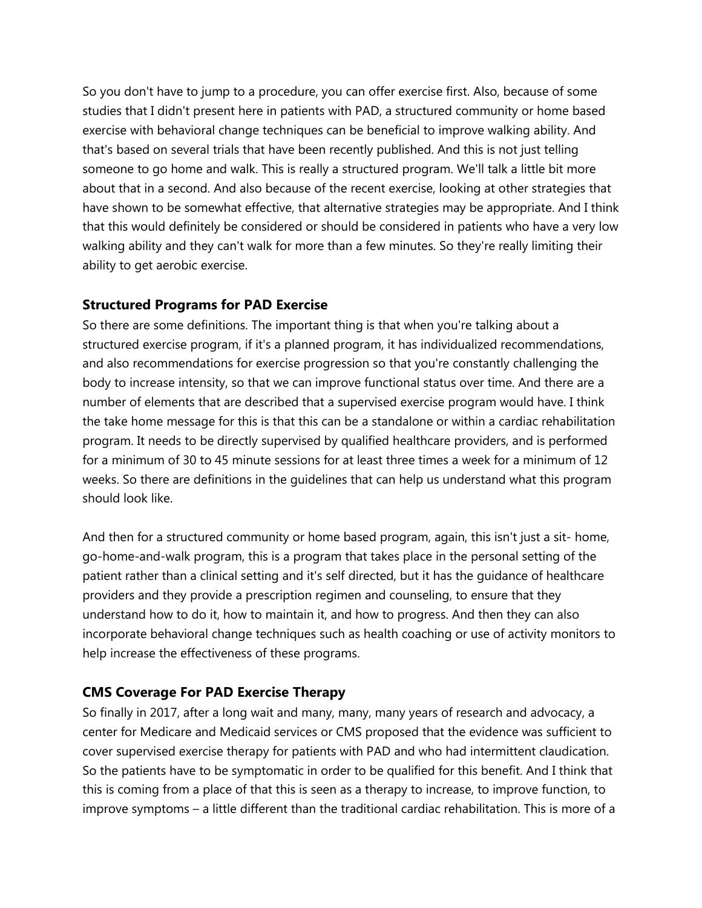So you don't have to jump to a procedure, you can offer exercise first. Also, because of some studies that I didn't present here in patients with PAD, a structured community or home based exercise with behavioral change techniques can be beneficial to improve walking ability. And that's based on several trials that have been recently published. And this is not just telling someone to go home and walk. This is really a structured program. We'll talk a little bit more about that in a second. And also because of the recent exercise, looking at other strategies that have shown to be somewhat effective, that alternative strategies may be appropriate. And I think that this would definitely be considered or should be considered in patients who have a very low walking ability and they can't walk for more than a few minutes. So they're really limiting their ability to get aerobic exercise.

### Structured Programs for PAD Exercise

So there are some definitions. The important thing is that when you're talking about a structured exercise program, if it's a planned program, it has individualized recommendations, and also recommendations for exercise progression so that you're constantly challenging the body to increase intensity, so that we can improve functional status over time. And there are a number of elements that are described that a supervised exercise program would have. I think the take home message for this is that this can be a standalone or within a cardiac rehabilitation program. It needs to be directly supervised by qualified healthcare providers, and is performed for a minimum of 30 to 45 minute sessions for at least three times a week for a minimum of 12 weeks. So there are definitions in the guidelines that can help us understand what this program should look like.

And then for a structured community or home based program, again, this isn't just a sit- home, go-home-and-walk program, this is a program that takes place in the personal setting of the patient rather than a clinical setting and it's self directed, but it has the guidance of healthcare providers and they provide a prescription regimen and counseling, to ensure that they understand how to do it, how to maintain it, and how to progress. And then they can also incorporate behavioral change techniques such as health coaching or use of activity monitors to help increase the effectiveness of these programs.

### CMS Coverage For PAD Exercise Therapy

So finally in 2017, after a long wait and many, many, many years of research and advocacy, a center for Medicare and Medicaid services or CMS proposed that the evidence was sufficient to cover supervised exercise therapy for patients with PAD and who had intermittent claudication. So the patients have to be symptomatic in order to be qualified for this benefit. And I think that this is coming from a place of that this is seen as a therapy to increase, to improve function, to improve symptoms – a little different than the traditional cardiac rehabilitation. This is more of a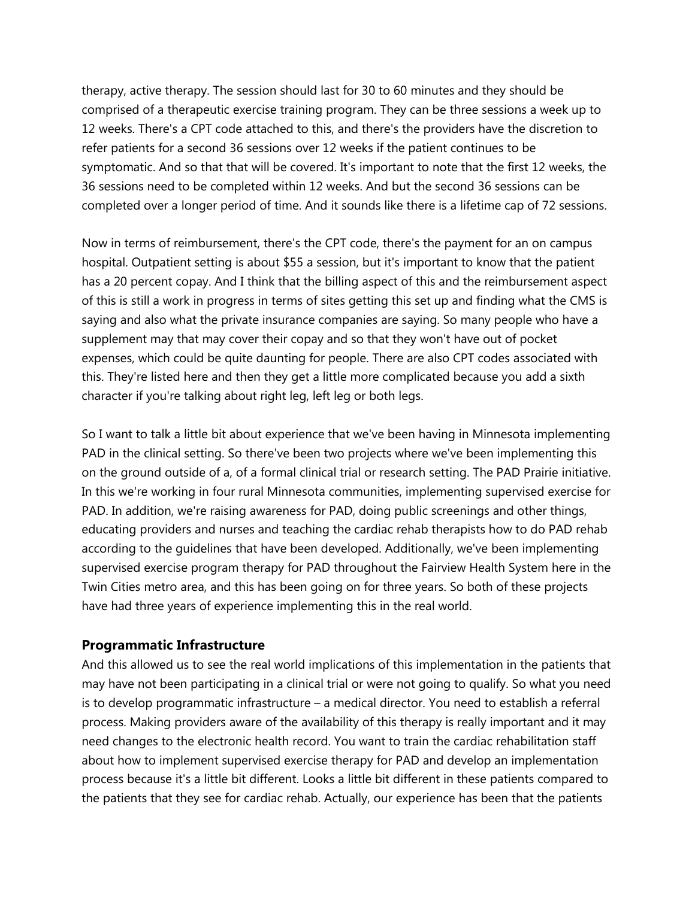therapy, active therapy. The session should last for 30 to 60 minutes and they should be comprised of a therapeutic exercise training program. They can be three sessions a week up to 12 weeks. There's a CPT code attached to this, and there's the providers have the discretion to refer patients for a second 36 sessions over 12 weeks if the patient continues to be symptomatic. And so that that will be covered. It's important to note that the first 12 weeks, the 36 sessions need to be completed within 12 weeks. And but the second 36 sessions can be completed over a longer period of time. And it sounds like there is a lifetime cap of 72 sessions.

Now in terms of reimbursement, there's the CPT code, there's the payment for an on campus hospital. Outpatient setting is about $55 a session, but it's important to know that the patient has a 20 percent copay. And I think that the billing aspect of this and the reimbursement aspect of this is still a work in progress in terms of sites getting this set up and finding what the CMS is saying and also what the private insurance companies are saying. So many people who have a supplement may that may cover their copay and so that they won't have out of pocket expenses, which could be quite daunting for people. There are also CPT codes associated with this. They're listed here and then they get a little more complicated because you add a sixth character if you're talking about right leg, left leg or both legs.

So I want to talk a little bit about experience that we've been having in Minnesota implementing PAD in the clinical setting. So there've been two projects where we've been implementing this on the ground outside of a, of a formal clinical trial or research setting. The PAD Prairie initiative. In this we're working in four rural Minnesota communities, implementing supervised exercise for PAD. In addition, we're raising awareness for PAD, doing public screenings and other things, educating providers and nurses and teaching the cardiac rehab therapists how to do PAD rehab according to the guidelines that have been developed. Additionally, we've been implementing supervised exercise program therapy for PAD throughout the Fairview Health System here in the Twin Cities metro area, and this has been going on for three years. So both of these projects have had three years of experience implementing this in the real world.

### Programmatic Infrastructure

And this allowed us to see the real world implications of this implementation in the patients that may have not been participating in a clinical trial or were not going to qualify. So what you need is to develop programmatic infrastructure – a medical director. You need to establish a referral process. Making providers aware of the availability of this therapy is really important and it may need changes to the electronic health record. You want to train the cardiac rehabilitation staff about how to implement supervised exercise therapy for PAD and develop an implementation process because it's a little bit different. Looks a little bit different in these patients compared to the patients that they see for cardiac rehab. Actually, our experience has been that the patients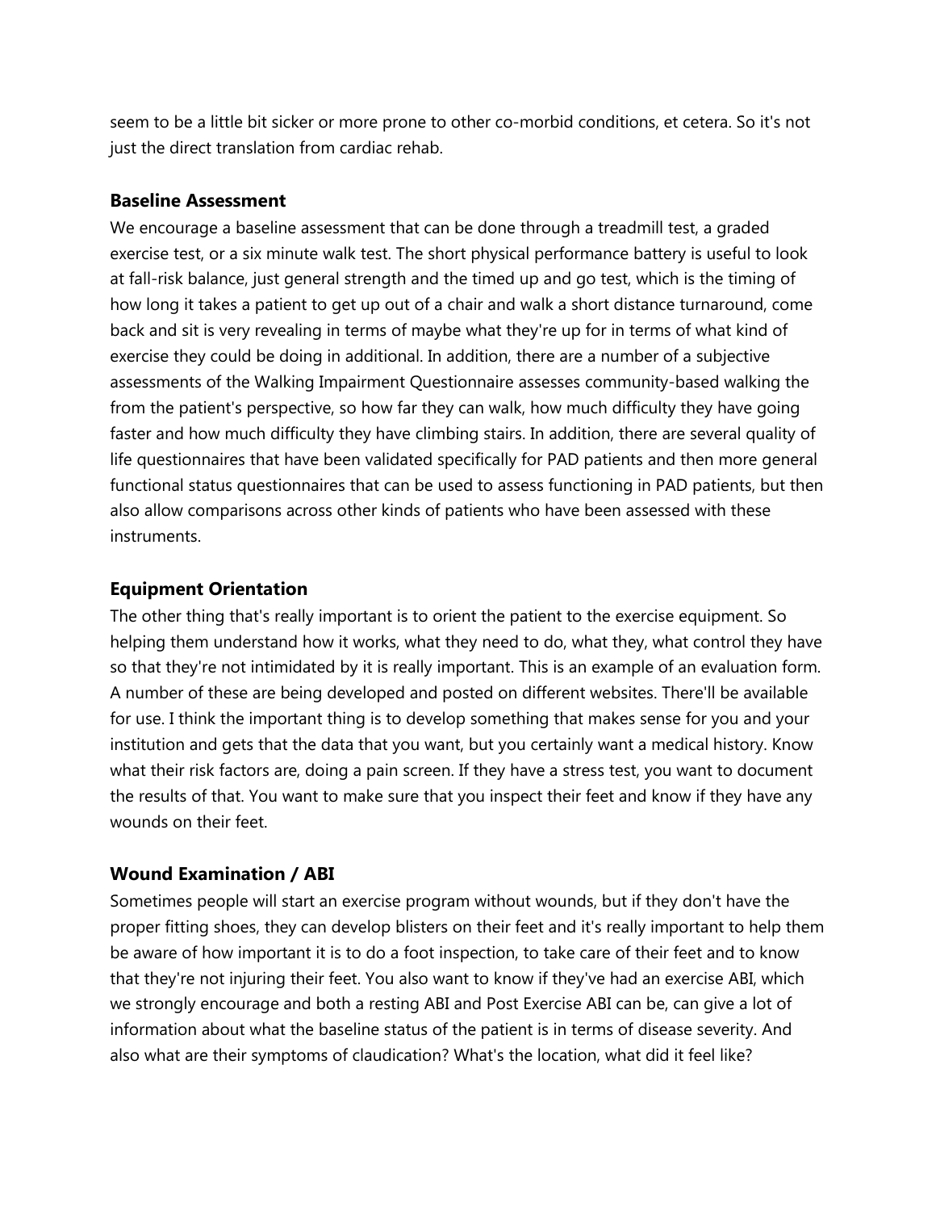seem to be a little bit sicker or more prone to other co-morbid conditions, et cetera. So it's not just the direct translation from cardiac rehab.

### Baseline Assessment

We encourage a baseline assessment that can be done through a treadmill test, a graded exercise test, or a six minute walk test. The short physical performance battery is useful to look at fall-risk balance, just general strength and the timed up and go test, which is the timing of how long it takes a patient to get up out of a chair and walk a short distance turnaround, come back and sit is very revealing in terms of maybe what they're up for in terms of what kind of exercise they could be doing in additional. In addition, there are a number of a subjective assessments of the Walking Impairment Questionnaire assesses community-based walking the from the patient's perspective, so how far they can walk, how much difficulty they have going faster and how much difficulty they have climbing stairs. In addition, there are several quality of life questionnaires that have been validated specifically for PAD patients and then more general functional status questionnaires that can be used to assess functioning in PAD patients, but then also allow comparisons across other kinds of patients who have been assessed with these instruments.

### Equipment Orientation

The other thing that's really important is to orient the patient to the exercise equipment. So helping them understand how it works, what they need to do, what they, what control they have so that they're not intimidated by it is really important. This is an example of an evaluation form. A number of these are being developed and posted on different websites. There'll be available for use. I think the important thing is to develop something that makes sense for you and your institution and gets that the data that you want, but you certainly want a medical history. Know what their risk factors are, doing a pain screen. If they have a stress test, you want to document the results of that. You want to make sure that you inspect their feet and know if they have any wounds on their feet.

### Wound Examination / ABI

Sometimes people will start an exercise program without wounds, but if they don't have the proper fitting shoes, they can develop blisters on their feet and it's really important to help them be aware of how important it is to do a foot inspection, to take care of their feet and to know that they're not injuring their feet. You also want to know if they've had an exercise ABI, which we strongly encourage and both a resting ABI and Post Exercise ABI can be, can give a lot of information about what the baseline status of the patient is in terms of disease severity. And also what are their symptoms of claudication? What's the location, what did it feel like?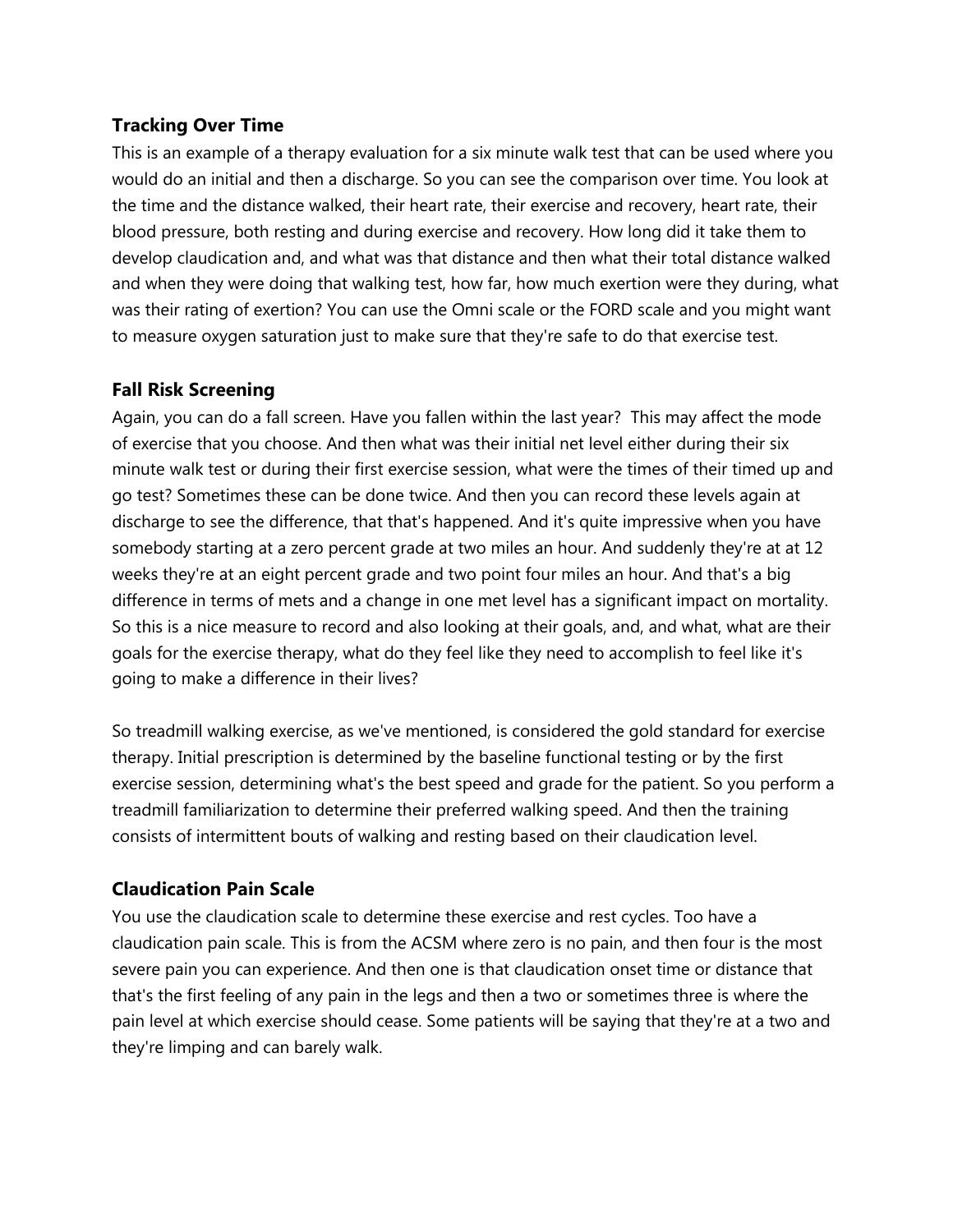### Tracking Over Time

This is an example of a therapy evaluation for a six minute walk test that can be used where you would do an initial and then a discharge. So you can see the comparison over time. You look at the time and the distance walked, their heart rate, their exercise and recovery, heart rate, their blood pressure, both resting and during exercise and recovery. How long did it take them to develop claudication and, and what was that distance and then what their total distance walked and when they were doing that walking test, how far, how much exertion were they during, what was their rating of exertion? You can use the Omni scale or the FORD scale and you might want to measure oxygen saturation just to make sure that they're safe to do that exercise test.

### Fall Risk Screening

Again, you can do a fall screen. Have you fallen within the last year? This may affect the mode of exercise that you choose. And then what was their initial net level either during their six minute walk test or during their first exercise session, what were the times of their timed up and go test? Sometimes these can be done twice. And then you can record these levels again at discharge to see the difference, that that's happened. And it's quite impressive when you have somebody starting at a zero percent grade at two miles an hour. And suddenly they're at at 12 weeks they're at an eight percent grade and two point four miles an hour. And that's a big difference in terms of mets and a change in one met level has a significant impact on mortality. So this is a nice measure to record and also looking at their goals, and, and what, what are their goals for the exercise therapy, what do they feel like they need to accomplish to feel like it's going to make a difference in their lives?

So treadmill walking exercise, as we've mentioned, is considered the gold standard for exercise therapy. Initial prescription is determined by the baseline functional testing or by the first exercise session, determining what's the best speed and grade for the patient. So you perform a treadmill familiarization to determine their preferred walking speed. And then the training consists of intermittent bouts of walking and resting based on their claudication level.

### Claudication Pain Scale

You use the claudication scale to determine these exercise and rest cycles. Too have a claudication pain scale. This is from the ACSM where zero is no pain, and then four is the most severe pain you can experience. And then one is that claudication onset time or distance that that's the first feeling of any pain in the legs and then a two or sometimes three is where the pain level at which exercise should cease. Some patients will be saying that they're at a two and they're limping and can barely walk.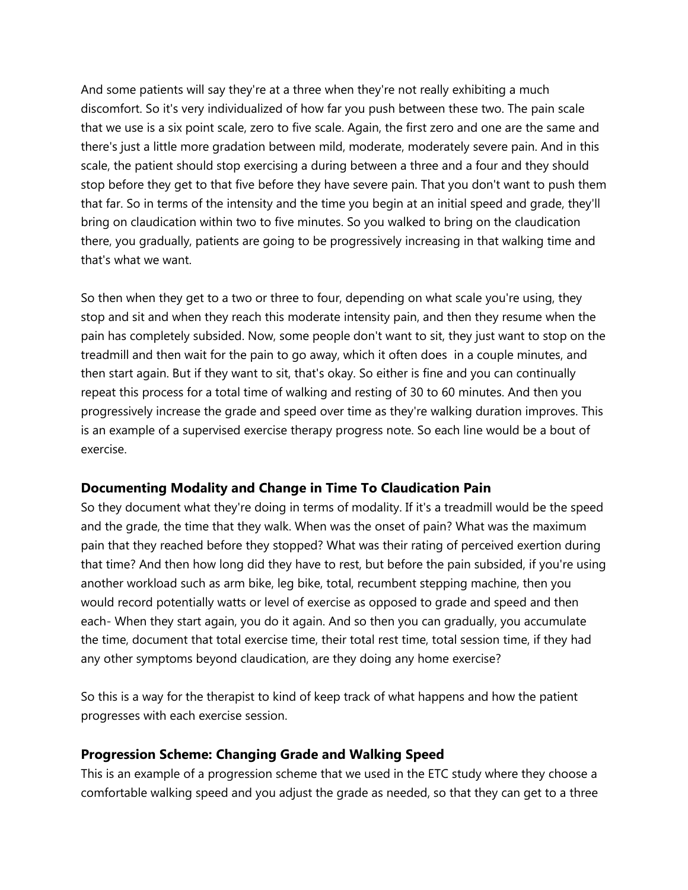And some patients will say they're at a three when they're not really exhibiting a much discomfort. So it's very individualized of how far you push between these two. The pain scale that we use is a six point scale, zero to five scale. Again, the first zero and one are the same and there's just a little more gradation between mild, moderate, moderately severe pain. And in this scale, the patient should stop exercising a during between a three and a four and they should stop before they get to that five before they have severe pain. That you don't want to push them that far. So in terms of the intensity and the time you begin at an initial speed and grade, they'll bring on claudication within two to five minutes. So you walked to bring on the claudication there, you gradually, patients are going to be progressively increasing in that walking time and that's what we want.

So then when they get to a two or three to four, depending on what scale you're using, they stop and sit and when they reach this moderate intensity pain, and then they resume when the pain has completely subsided. Now, some people don't want to sit, they just want to stop on the treadmill and then wait for the pain to go away, which it often does in a couple minutes, and then start again. But if they want to sit, that's okay. So either is fine and you can continually repeat this process for a total time of walking and resting of 30 to 60 minutes. And then you progressively increase the grade and speed over time as they're walking duration improves. This is an example of a supervised exercise therapy progress note. So each line would be a bout of exercise.

### Documenting Modality and Change in Time To Claudication Pain

So they document what they're doing in terms of modality. If it's a treadmill would be the speed and the grade, the time that they walk. When was the onset of pain? What was the maximum pain that they reached before they stopped? What was their rating of perceived exertion during that time? And then how long did they have to rest, but before the pain subsided, if you're using another workload such as arm bike, leg bike, total, recumbent stepping machine, then you would record potentially watts or level of exercise as opposed to grade and speed and then each- When they start again, you do it again. And so then you can gradually, you accumulate the time, document that total exercise time, their total rest time, total session time, if they had any other symptoms beyond claudication, are they doing any home exercise?

So this is a way for the therapist to kind of keep track of what happens and how the patient progresses with each exercise session.

### Progression Scheme: Changing Grade and Walking Speed

This is an example of a progression scheme that we used in the ETC study where they choose a comfortable walking speed and you adjust the grade as needed, so that they can get to a three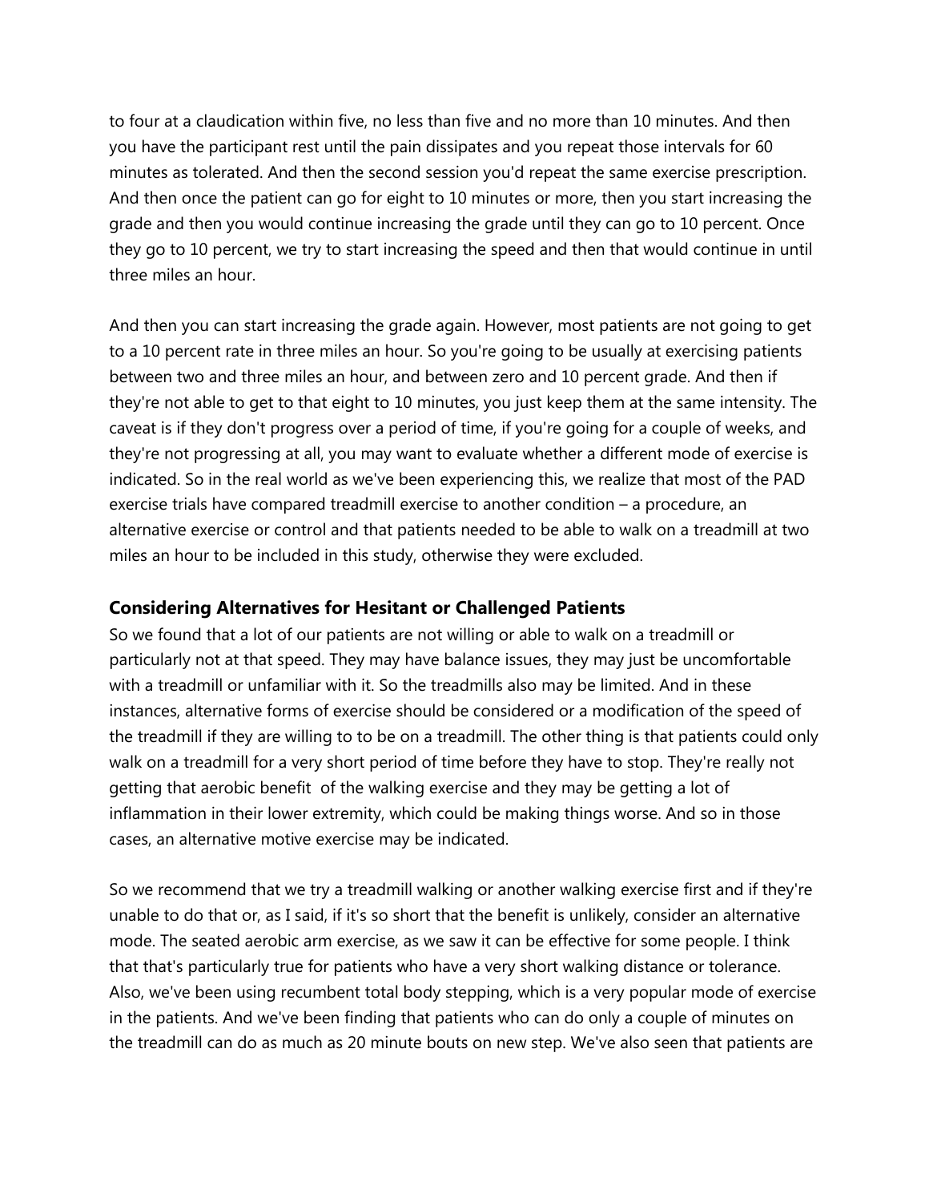to four at a claudication within five, no less than five and no more than 10 minutes. And then you have the participant rest until the pain dissipates and you repeat those intervals for 60 minutes as tolerated. And then the second session you'd repeat the same exercise prescription. And then once the patient can go for eight to 10 minutes or more, then you start increasing the grade and then you would continue increasing the grade until they can go to 10 percent. Once they go to 10 percent, we try to start increasing the speed and then that would continue in until three miles an hour.

And then you can start increasing the grade again. However, most patients are not going to get to a 10 percent rate in three miles an hour. So you're going to be usually at exercising patients between two and three miles an hour, and between zero and 10 percent grade. And then if they're not able to get to that eight to 10 minutes, you just keep them at the same intensity. The caveat is if they don't progress over a period of time, if you're going for a couple of weeks, and they're not progressing at all, you may want to evaluate whether a different mode of exercise is indicated. So in the real world as we've been experiencing this, we realize that most of the PAD exercise trials have compared treadmill exercise to another condition – a procedure, an alternative exercise or control and that patients needed to be able to walk on a treadmill at two miles an hour to be included in this study, otherwise they were excluded.

### Considering Alternatives for Hesitant or Challenged Patients

So we found that a lot of our patients are not willing or able to walk on a treadmill or particularly not at that speed. They may have balance issues, they may just be uncomfortable with a treadmill or unfamiliar with it. So the treadmills also may be limited. And in these instances, alternative forms of exercise should be considered or a modification of the speed of the treadmill if they are willing to to be on a treadmill. The other thing is that patients could only walk on a treadmill for a very short period of time before they have to stop. They're really not getting that aerobic benefit of the walking exercise and they may be getting a lot of inflammation in their lower extremity, which could be making things worse. And so in those cases, an alternative motive exercise may be indicated.

So we recommend that we try a treadmill walking or another walking exercise first and if they're unable to do that or, as I said, if it's so short that the benefit is unlikely, consider an alternative mode. The seated aerobic arm exercise, as we saw it can be effective for some people. I think that that's particularly true for patients who have a very short walking distance or tolerance. Also, we've been using recumbent total body stepping, which is a very popular mode of exercise in the patients. And we've been finding that patients who can do only a couple of minutes on the treadmill can do as much as 20 minute bouts on new step. We've also seen that patients are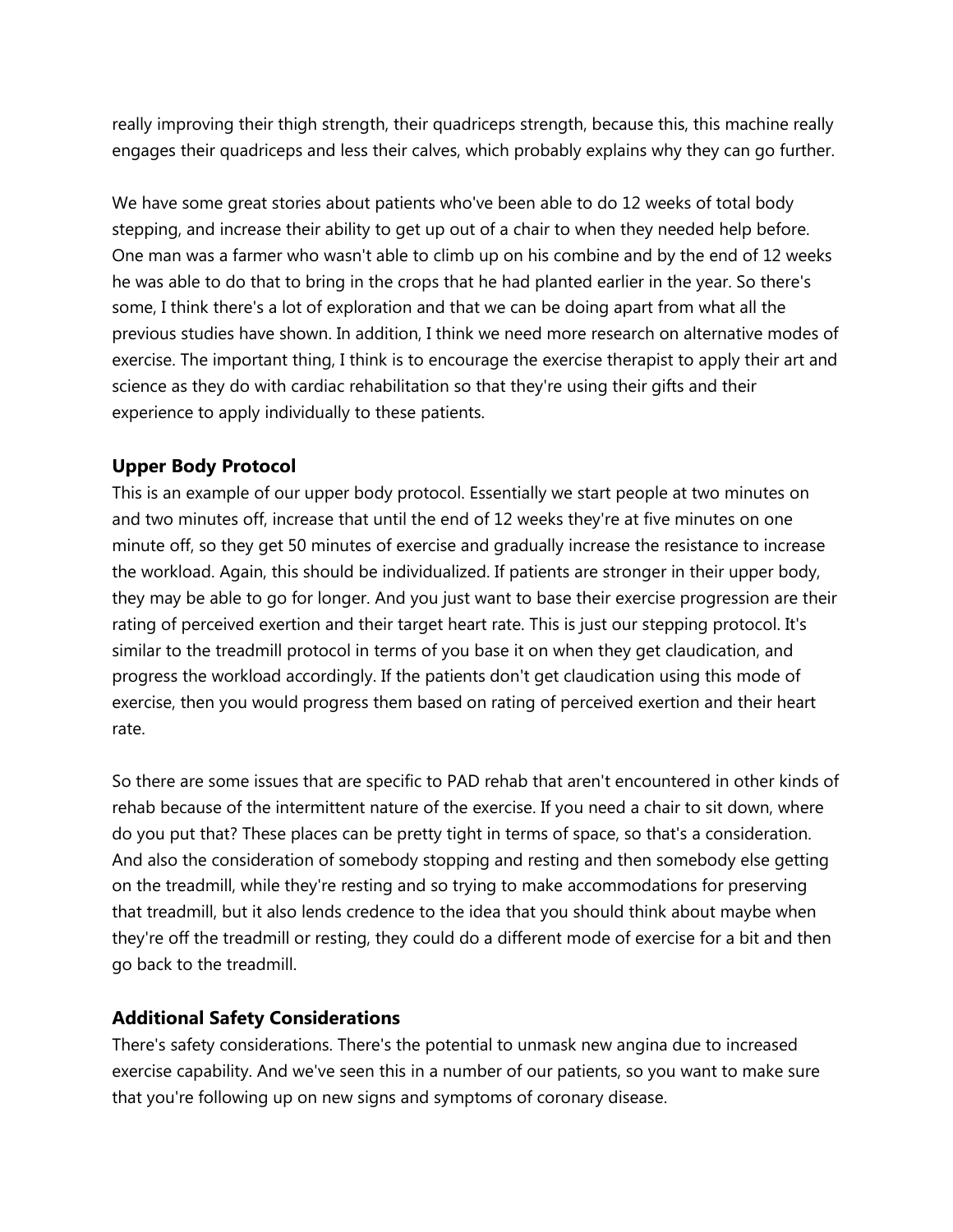really improving their thigh strength, their quadriceps strength, because this, this machine really engages their quadriceps and less their calves, which probably explains why they can go further.

We have some great stories about patients who've been able to do 12 weeks of total body stepping, and increase their ability to get up out of a chair to when they needed help before. One man was a farmer who wasn't able to climb up on his combine and by the end of 12 weeks he was able to do that to bring in the crops that he had planted earlier in the year. So there's some, I think there's a lot of exploration and that we can be doing apart from what all the previous studies have shown. In addition, I think we need more research on alternative modes of exercise. The important thing, I think is to encourage the exercise therapist to apply their art and science as they do with cardiac rehabilitation so that they're using their gifts and their experience to apply individually to these patients.

### Upper Body Protocol

This is an example of our upper body protocol. Essentially we start people at two minutes on and two minutes off, increase that until the end of 12 weeks they're at five minutes on one minute off, so they get 50 minutes of exercise and gradually increase the resistance to increase the workload. Again, this should be individualized. If patients are stronger in their upper body, they may be able to go for longer. And you just want to base their exercise progression are their rating of perceived exertion and their target heart rate. This is just our stepping protocol. It's similar to the treadmill protocol in terms of you base it on when they get claudication, and progress the workload accordingly. If the patients don't get claudication using this mode of exercise, then you would progress them based on rating of perceived exertion and their heart rate.

So there are some issues that are specific to PAD rehab that aren't encountered in other kinds of rehab because of the intermittent nature of the exercise. If you need a chair to sit down, where do you put that? These places can be pretty tight in terms of space, so that's a consideration. And also the consideration of somebody stopping and resting and then somebody else getting on the treadmill, while they're resting and so trying to make accommodations for preserving that treadmill, but it also lends credence to the idea that you should think about maybe when they're off the treadmill or resting, they could do a different mode of exercise for a bit and then go back to the treadmill.

### Additional Safety Considerations

There's safety considerations. There's the potential to unmask new angina due to increased exercise capability. And we've seen this in a number of our patients, so you want to make sure that you're following up on new signs and symptoms of coronary disease.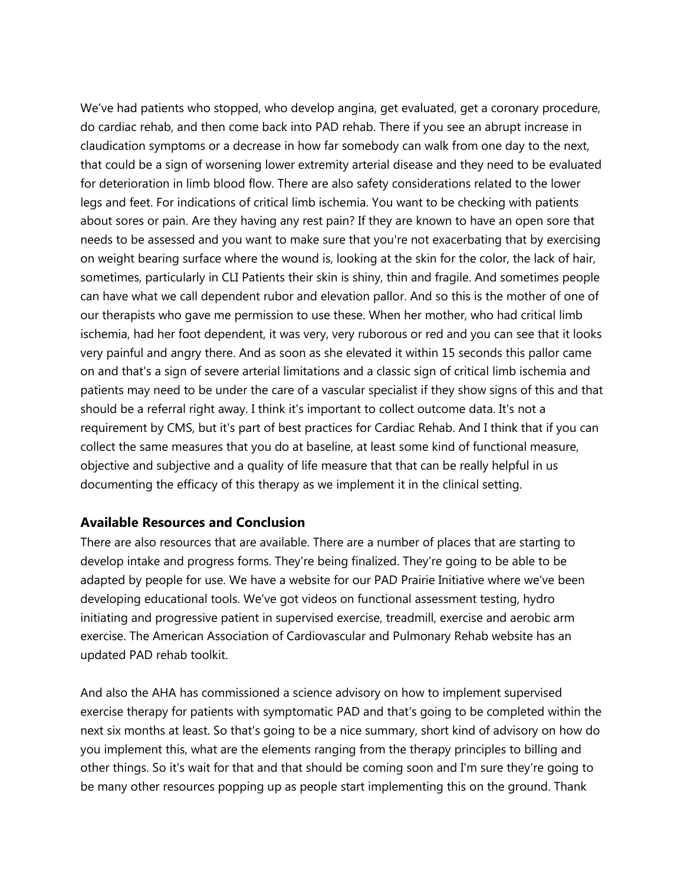We've had patients who stopped, who develop angina, get evaluated, get a coronary procedure, do cardiac rehab, and then come back into PAD rehab. There if you see an abrupt increase in claudication symptoms or a decrease in how far somebody can walk from one day to the next, that could be a sign of worsening lower extremity arterial disease and they need to be evaluated for deterioration in limb blood flow. There are also safety considerations related to the lower legs and feet. For indications of critical limb ischemia. You want to be checking with patients about sores or pain. Are they having any rest pain? If they are known to have an open sore that needs to be assessed and you want to make sure that you're not exacerbating that by exercising on weight bearing surface where the wound is, looking at the skin for the color, the lack of hair, sometimes, particularly in CLI Patients their skin is shiny, thin and fragile. And sometimes people can have what we call dependent rubor and elevation pallor. And so this is the mother of one of our therapists who gave me permission to use these. When her mother, who had critical limb ischemia, had her foot dependent, it was very, very ruborous or red and you can see that it looks very painful and angry there. And as soon as she elevated it within 15 seconds this pallor came on and that's a sign of severe arterial limitations and a classic sign of critical limb ischemia and patients may need to be under the care of a vascular specialist if they show signs of this and that should be a referral right away. I think it's important to collect outcome data. It's not a requirement by CMS, but it's part of best practices for Cardiac Rehab. And I think that if you can collect the same measures that you do at baseline, at least some kind of functional measure, objective and subjective and a quality of life measure that that can be really helpful in us documenting the efficacy of this therapy as we implement it in the clinical setting.

### Available Resources and Conclusion

There are also resources that are available. There are a number of places that are starting to develop intake and progress forms. They're being finalized. They're going to be able to be adapted by people for use. We have a website for our PAD Prairie Initiative where we've been developing educational tools. We've got videos on functional assessment testing, hydro initiating and progressive patient in supervised exercise, treadmill, exercise and aerobic arm exercise. The American Association of Cardiovascular and Pulmonary Rehab website has an updated PAD rehab toolkit.

And also the AHA has commissioned a science advisory on how to implement supervised exercise therapy for patients with symptomatic PAD and that's going to be completed within the next six months at least. So that's going to be a nice summary, short kind of advisory on how do you implement this, what are the elements ranging from the therapy principles to billing and other things. So it's wait for that and that should be coming soon and I'm sure they're going to be many other resources popping up as people start implementing this on the ground. Thank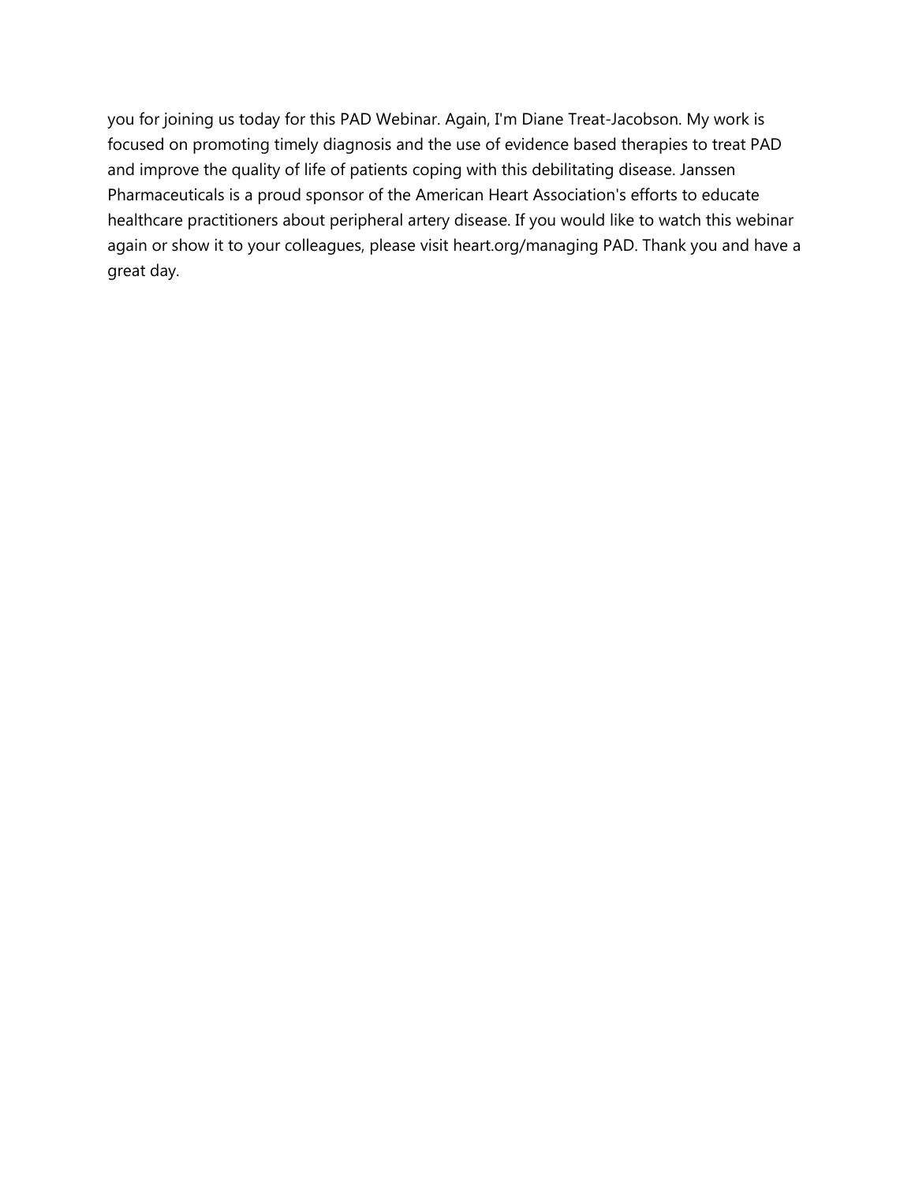you for joining us today for this PAD Webinar. Again, I'm Diane Treat-Jacobson. My work is focused on promoting timely diagnosis and the use of evidence based therapies to treat PAD and improve the quality of life of patients coping with this debilitating disease. Janssen Pharmaceuticals is a proud sponsor of the American Heart Association's efforts to educate healthcare practitioners about peripheral artery disease. If you would like to watch this webinar again or show it to your colleagues, please visit heart.org/managing PAD. Thank you and have a great day.